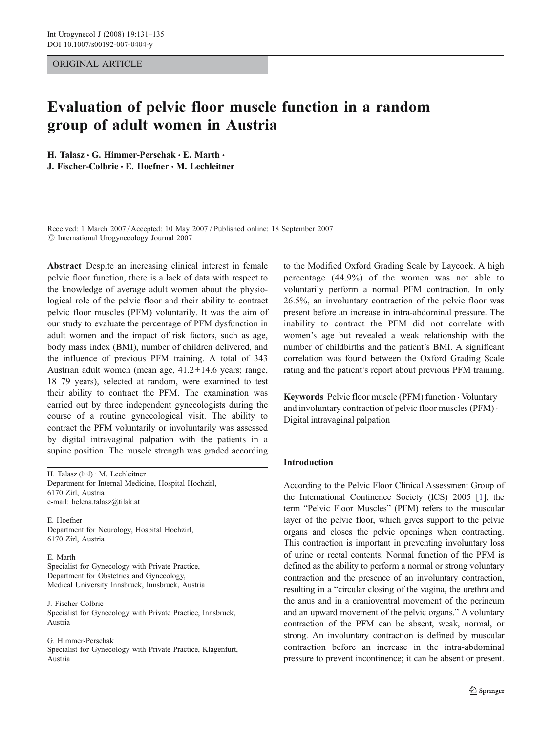ORIGINAL ARTICLE

# Evaluation of pelvic floor muscle function in a random group of adult women in Austria

H. Talasz · G. Himmer-Perschak · E. Marth · J. Fischer-Colbrie · E. Hoefner · M. Lechleitner

Received: 1 March 2007 / Accepted: 10 May 2007 / Published online: 18 September 2007
© International Urogynecology Journal 2007

**Abstract** Despite an increasing clinical interest in female pelvic floor function, there is a lack of data with respect to the knowledge of average adult women about the physiological role of the pelvic floor and their ability to contract pelvic floor muscles (PFM) voluntarily. It was the aim of our study to evaluate the percentage of PFM dysfunction in adult women and the impact of risk factors, such as age, body mass index (BMI), number of children delivered, and the influence of previous PFM training. A total of 343 Austrian adult women (mean age, 41.2±14.6 years; range, 18–79 years), selected at random, were examined to test their ability to contract the PFM. The examination was carried out by three independent gynecologists during the course of a routine gynecological visit. The ability to contract the PFM voluntarily or involuntarily was assessed by digital intravaginal palpation with the patients in a supine position. The muscle strength was graded according to the Modified Oxford Grading Scale by Laycock. A high percentage (44.9%) of the women was not able to voluntarily perform a normal PFM contraction. In only 26.5%, an involuntary contraction of the pelvic floor was present before an increase in intra-abdominal pressure. The inability to contract the PFM did not correlate with women's age but revealed a weak relationship with the number of childbirths and the patient's BMI. A significant correlation was found between the Oxford Grading Scale rating and the patient's report about previous PFM training.

**Keywords** Pelvic floor muscle (PFM) function · Voluntary and involuntary contraction of pelvic floor muscles (PFM) · Digital intravaginal palpation

H. Talasz (✉) · M. Lechleitner
Department for Internal Medicine, Hospital Hochzirl, 6170 Zirl, Austria
e-mail: helena.talasz@tilak.at

E. Hoefner
Department for Neurology, Hospital Hochzirl, 6170 Zirl, Austria

E. Marth
Specialist for Gynecology with Private Practice, Department for Obstetrics and Gynecology, Medical University Innsbruck, Innsbruck, Austria

J. Fischer-Colbrie
Specialist for Gynecology with Private Practice, Innsbruck, Austria

G. Himmer-Perschak
Specialist for Gynecology with Private Practice, Klagenfurt, Austria

## Introduction

According to the Pelvic Floor Clinical Assessment Group of the International Continence Society (ICS) 2005 [1], the term "Pelvic Floor Muscles" (PFM) refers to the muscular layer of the pelvic floor, which gives support to the pelvic organs and closes the pelvic openings when contracting. This contraction is important in preventing involuntary loss of urine or rectal contents. Normal function of the PFM is defined as the ability to perform a normal or strong voluntary contraction and the presence of an involuntary contraction, resulting in a "circular closing of the vagina, the urethra and the anus and in a cranioventral movement of the perineum and an upward movement of the pelvic organs." A voluntary contraction of the PFM can be absent, weak, normal, or strong. An involuntary contraction is defined by muscular contraction before an increase in the intra-abdominal pressure to prevent incontinence; it can be absent or present.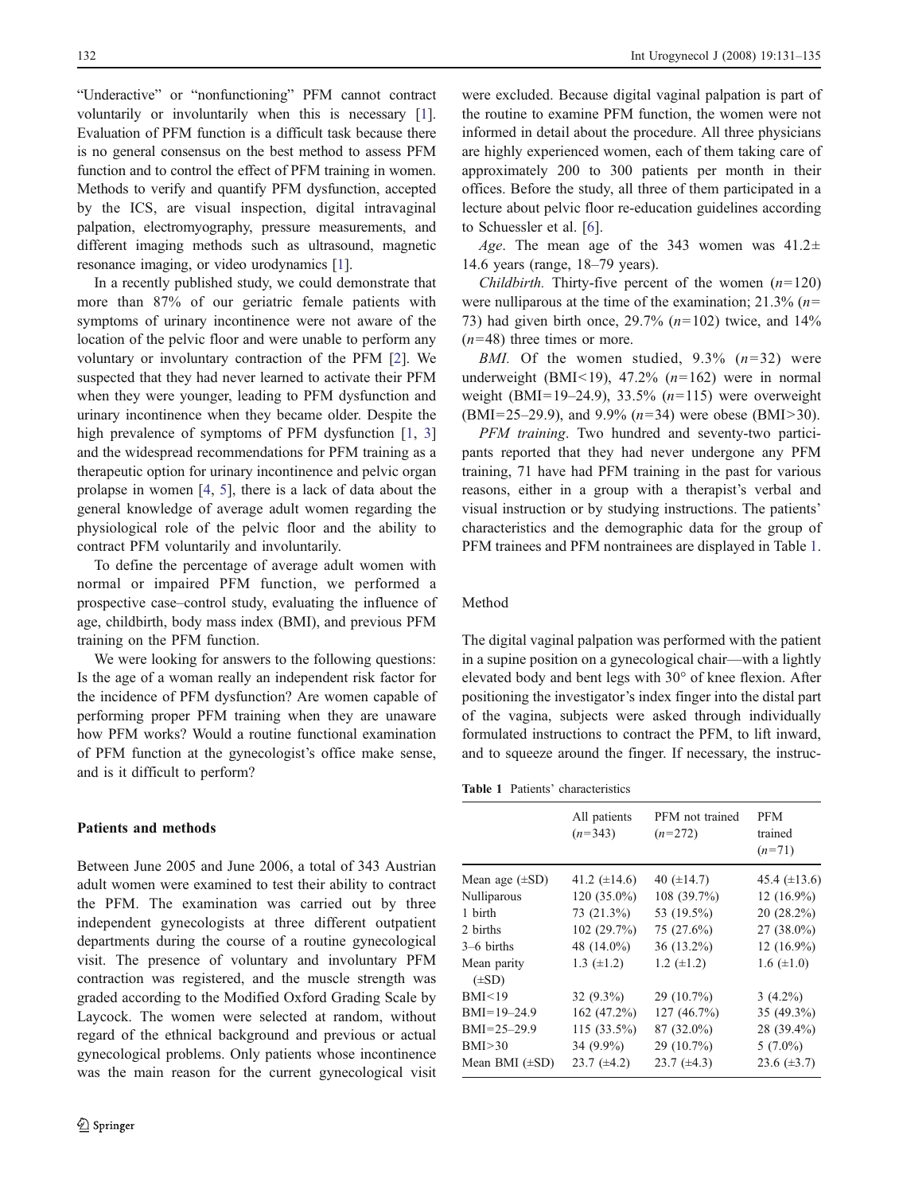"Underactive" or "nonfunctioning" PFM cannot contract voluntarily or involuntarily when this is necessary [1]. Evaluation of PFM function is a difficult task because there is no general consensus on the best method to assess PFM function and to control the effect of PFM training in women. Methods to verify and quantify PFM dysfunction, accepted by the ICS, are visual inspection, digital intravaginal palpation, electromyography, pressure measurements, and different imaging methods such as ultrasound, magnetic resonance imaging, or video urodynamics [1].

In a recently published study, we could demonstrate that more than 87% of our geriatric female patients with symptoms of urinary incontinence were not aware of the location of the pelvic floor and were unable to perform any voluntary or involuntary contraction of the PFM [2]. We suspected that they had never learned to activate their PFM when they were younger, leading to PFM dysfunction and urinary incontinence when they became older. Despite the high prevalence of symptoms of PFM dysfunction [1, 3] and the widespread recommendations for PFM training as a therapeutic option for urinary incontinence and pelvic organ prolapse in women [4, 5], there is a lack of data about the general knowledge of average adult women regarding the physiological role of the pelvic floor and the ability to contract PFM voluntarily and involuntarily.

To define the percentage of average adult women with normal or impaired PFM function, we performed a prospective case–control study, evaluating the influence of age, childbirth, body mass index (BMI), and previous PFM training on the PFM function.

We were looking for answers to the following questions: Is the age of a woman really an independent risk factor for the incidence of PFM dysfunction? Are women capable of performing proper PFM training when they are unaware how PFM works? Would a routine functional examination of PFM function at the gynecologist's office make sense, and is it difficult to perform?

## Patients and methods

Between June 2005 and June 2006, a total of 343 Austrian adult women were examined to test their ability to contract the PFM. The examination was carried out by three independent gynecologists at three different outpatient departments during the course of a routine gynecological visit. The presence of voluntary and involuntary PFM contraction was registered, and the muscle strength was graded according to the Modified Oxford Grading Scale by Laycock. The women were selected at random, without regard of the ethnical background and previous or actual gynecological problems. Only patients whose incontinence was the main reason for the current gynecological visit were excluded. Because digital vaginal palpation is part of the routine to examine PFM function, the women were not informed in detail about the procedure. All three physicians are highly experienced women, each of them taking care of approximately 200 to 300 patients per month in their offices. Before the study, all three of them participated in a lecture about pelvic floor re-education guidelines according to Schuessler et al. [6].

*Age*. The mean age of the 343 women was 41.2± 14.6 years (range, 18–79 years).

*Childbirth.* Thirty-five percent of the women ($n$=120) were nulliparous at the time of the examination; 21.3% ($n$= 73) had given birth once, 29.7% ($n$=102) twice, and 14% ($n$=48) three times or more.

*BMI.* Of the women studied, 9.3% ($n$=32) were underweight (BMI<19), 47.2% ($n$=162) were in normal weight (BMI=19–24.9), 33.5% ($n$=115) were overweight (BMI=25–29.9), and 9.9% ($n$=34) were obese (BMI>30).

*PFM training*. Two hundred and seventy-two participants reported that they had never undergone any PFM training, 71 have had PFM training in the past for various reasons, either in a group with a therapist's verbal and visual instruction or by studying instructions. The patients' characteristics and the demographic data for the group of PFM trainees and PFM nontrainees are displayed in Table 1.

## Method

The digital vaginal palpation was performed with the patient in a supine position on a gynecological chair—with a lightly elevated body and bent legs with 30° of knee flexion. After positioning the investigator's index finger into the distal part of the vagina, subjects were asked through individually formulated instructions to contract the PFM, to lift inward, and to squeeze around the finger. If necessary, the instruc-

**Table 1** Patients' characteristics

| | All patients ($n$=343) | PFM not trained ($n$=272) | PFM trained ($n$=71) |
|---|---|---|---|
| Mean age (±SD) | 41.2 (±14.6) | 40 (±14.7) | 45.4 (±13.6) |
| Nulliparous | 120 (35.0%) | 108 (39.7%) | 12 (16.9%) |
| 1 birth | 73 (21.3%) | 53 (19.5%) | 20 (28.2%) |
| 2 births | 102 (29.7%) | 75 (27.6%) | 27 (38.0%) |
| 3–6 births | 48 (14.0%) | 36 (13.2%) | 12 (16.9%) |
| Mean parity (±SD) | 1.3 (±1.2) | 1.2 (±1.2) | 1.6 (±1.0) |
| BMI<19 | 32 (9.3%) | 29 (10.7%) | 3 (4.2%) |
| BMI=19–24.9 | 162 (47.2%) | 127 (46.7%) | 35 (49.3%) |
| BMI=25–29.9 | 115 (33.5%) | 87 (32.0%) | 28 (39.4%) |
| BMI>30 | 34 (9.9%) | 29 (10.7%) | 5 (7.0%) |
| Mean BMI (±SD) | 23.7 (±4.2) | 23.7 (±4.3) | 23.6 (±3.7) |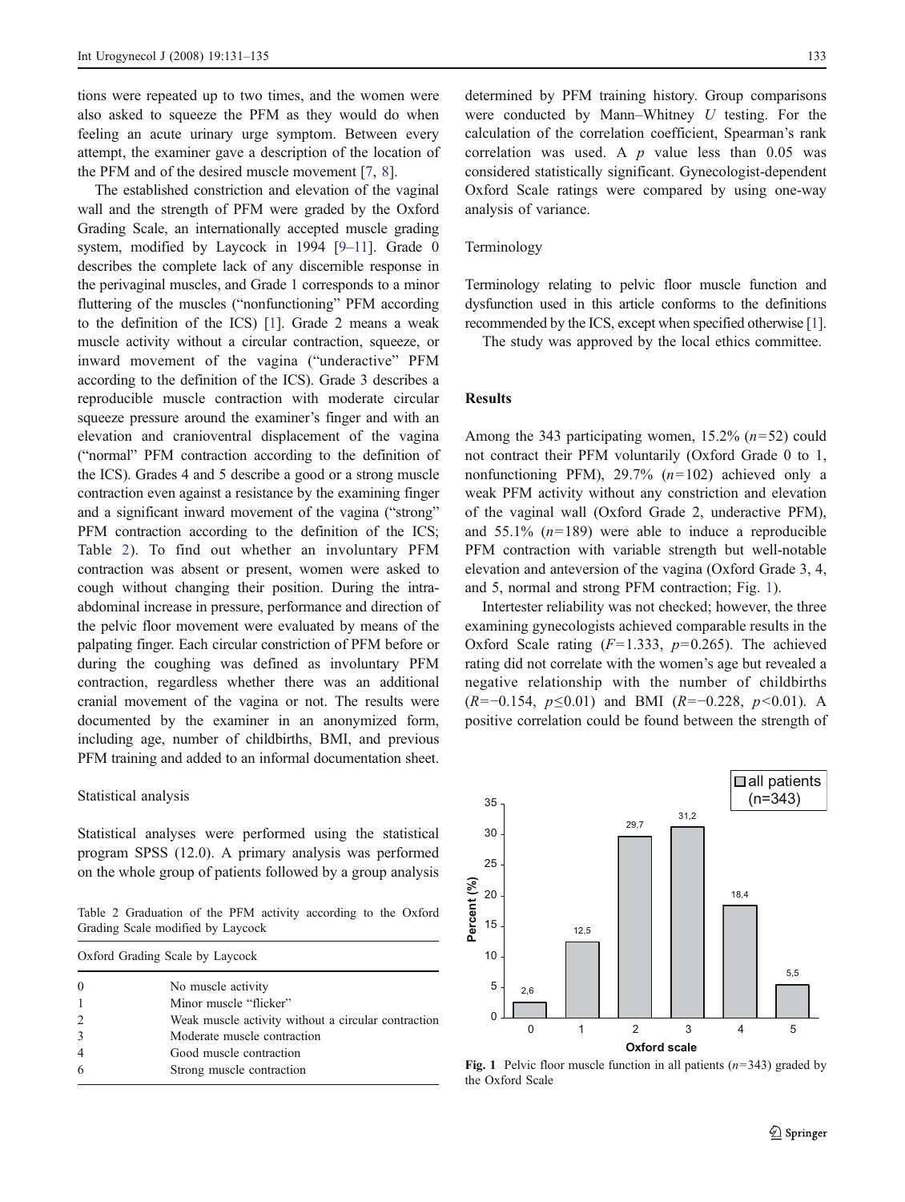tions were repeated up to two times, and the women were also asked to squeeze the PFM as they would do when feeling an acute urinary urge symptom. Between every attempt, the examiner gave a description of the location of the PFM and of the desired muscle movement [7, 8].

The established constriction and elevation of the vaginal wall and the strength of PFM were graded by the Oxford Grading Scale, an internationally accepted muscle grading system, modified by Laycock in 1994 [9–11]. Grade 0 describes the complete lack of any discernible response in the perivaginal muscles, and Grade 1 corresponds to a minor fluttering of the muscles ("nonfunctioning" PFM according to the definition of the ICS) [1]. Grade 2 means a weak muscle activity without a circular contraction, squeeze, or inward movement of the vagina ("underactive" PFM according to the definition of the ICS). Grade 3 describes a reproducible muscle contraction with moderate circular squeeze pressure around the examiner's finger and with an elevation and cranioventral displacement of the vagina ("normal" PFM contraction according to the definition of the ICS). Grades 4 and 5 describe a good or a strong muscle contraction even against a resistance by the examining finger and a significant inward movement of the vagina ("strong" PFM contraction according to the definition of the ICS; Table 2). To find out whether an involuntary PFM contraction was absent or present, women were asked to cough without changing their position. During the intra-abdominal increase in pressure, performance and direction of the pelvic floor movement were evaluated by means of the palpating finger. Each circular constriction of PFM before or during the coughing was defined as involuntary PFM contraction, regardless whether there was an additional cranial movement of the vagina or not. The results were documented by the examiner in an anonymized form, including age, number of childbirths, BMI, and previous PFM training and added to an informal documentation sheet.

### Statistical analysis

Statistical analyses were performed using the statistical program SPSS (12.0). A primary analysis was performed on the whole group of patients followed by a group analysis determined by PFM training history. Group comparisons were conducted by Mann–Whitney *U* testing. For the calculation of the correlation coefficient, Spearman's rank correlation was used. A *p* value less than 0.05 was considered statistically significant. Gynecologist-dependent Oxford Scale ratings were compared by using one-way analysis of variance.

Table 2 Graduation of the PFM activity according to the Oxford Grading Scale modified by Laycock

| Oxford Grading Scale by Laycock | |
|---|---|
| 0 | No muscle activity |
| 1 | Minor muscle "flicker" |
| 2 | Weak muscle activity without a circular contraction |
| 3 | Moderate muscle contraction |
| 4 | Good muscle contraction |
| 6 | Strong muscle contraction |

### Terminology

Terminology relating to pelvic floor muscle function and dysfunction used in this article conforms to the definitions recommended by the ICS, except when specified otherwise [1].

The study was approved by the local ethics committee.

## Results

Among the 343 participating women, 15.2% ($n$=52) could not contract their PFM voluntarily (Oxford Grade 0 to 1, nonfunctioning PFM), 29.7% ($n$=102) achieved only a weak PFM activity without any constriction and elevation of the vaginal wall (Oxford Grade 2, underactive PFM), and 55.1% ($n$=189) were able to induce a reproducible PFM contraction with variable strength but well-notable elevation and anteversion of the vagina (Oxford Grade 3, 4, and 5, normal and strong PFM contraction; Fig. 1).

Intertester reliability was not checked; however, the three examining gynecologists achieved comparable results in the Oxford Scale rating ($F$=1.333, $p$=0.265). The achieved rating did not correlate with the women's age but revealed a negative relationship with the number of childbirths ($R$=−0.154, $p \leq 0.01$) and BMI ($R$=−0.228, $p$<0.01). A positive correlation could be found between the strength of

Fig. 1 Pelvic floor muscle function in all patients ($n$=343) graded by the Oxford Scale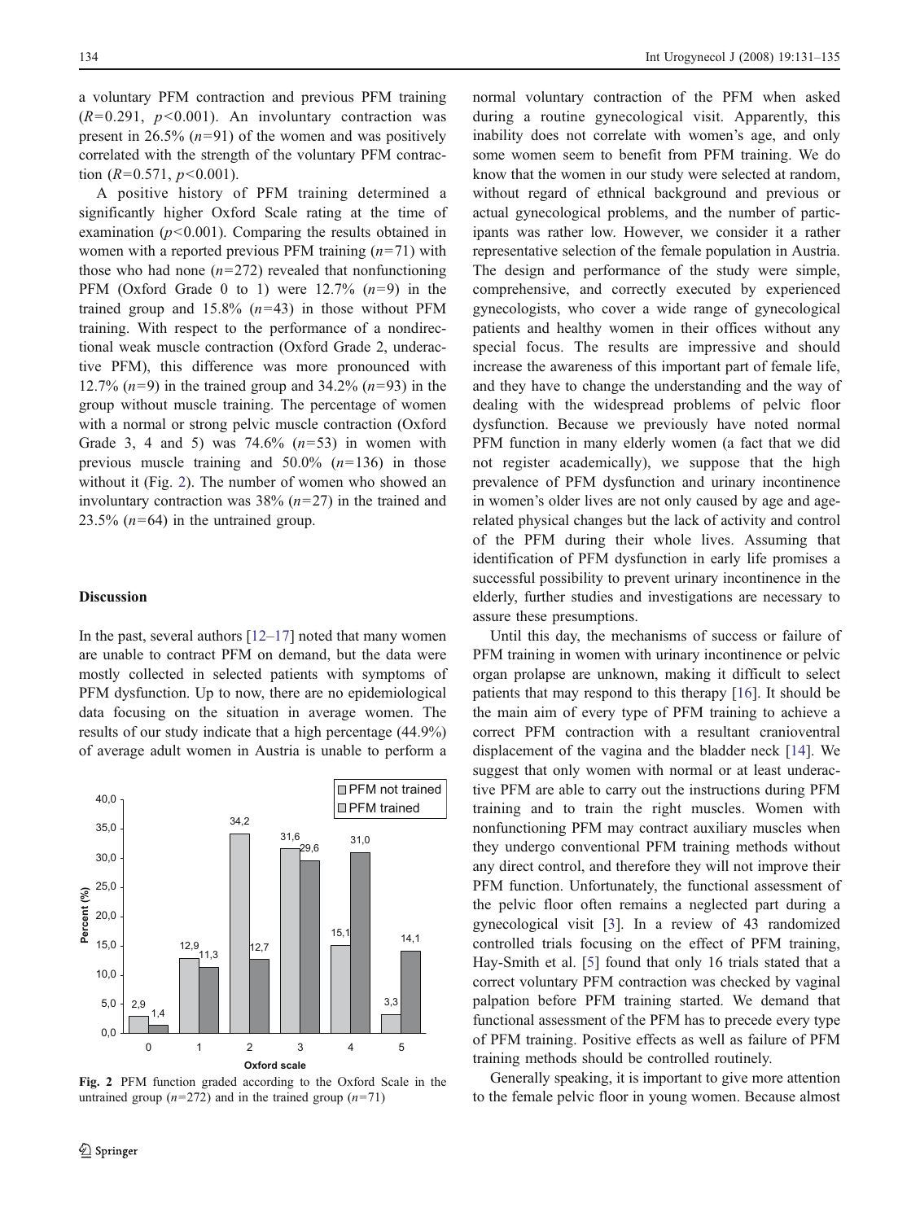a voluntary PFM contraction and previous PFM training ($R$=0.291, $p$<0.001). An involuntary contraction was present in 26.5% ($n$=91) of the women and was positively correlated with the strength of the voluntary PFM contraction ($R$=0.571, $p$<0.001).

A positive history of PFM training determined a significantly higher Oxford Scale rating at the time of examination ($p$<0.001). Comparing the results obtained in women with a reported previous PFM training ($n$=71) with those who had none ($n$=272) revealed that nonfunctioning PFM (Oxford Grade 0 to 1) were 12.7% ($n$=9) in the trained group and 15.8% ($n$=43) in those without PFM training. With respect to the performance of a nondirectional weak muscle contraction (Oxford Grade 2, underactive PFM), this difference was more pronounced with 12.7% ($n$=9) in the trained group and 34.2% ($n$=93) in the group without muscle training. The percentage of women with a normal or strong pelvic muscle contraction (Oxford Grade 3, 4 and 5) was 74.6% ($n$=53) in women with previous muscle training and 50.0% ($n$=136) in those without it (Fig. 2). The number of women who showed an involuntary contraction was 38% ($n$=27) in the trained and 23.5% ($n$=64) in the untrained group.

## Discussion

In the past, several authors [12–17] noted that many women are unable to contract PFM on demand, but the data were mostly collected in selected patients with symptoms of PFM dysfunction. Up to now, there are no epidemiological data focusing on the situation in average women. The results of our study indicate that a high percentage (44.9%) of average adult women in Austria is unable to perform a normal voluntary contraction of the PFM when asked during a routine gynecological visit. Apparently, this inability does not correlate with women's age, and only some women seem to benefit from PFM training. We do know that the women in our study were selected at random, without regard of ethnical background and previous or actual gynecological problems, and the number of participants was rather low. However, we consider it a rather representative selection of the female population in Austria. The design and performance of the study were simple, comprehensive, and correctly executed by experienced gynecologists, who cover a wide range of gynecological patients and healthy women in their offices without any special focus. The results are impressive and should increase the awareness of this important part of female life, and they have to change the understanding and the way of dealing with the widespread problems of pelvic floor dysfunction. Because we previously have noted normal PFM function in many elderly women (a fact that we did not register academically), we suppose that the high prevalence of PFM dysfunction and urinary incontinence in women's older lives are not only caused by age and age-related physical changes but the lack of activity and control of the PFM during their whole lives. Assuming that identification of PFM dysfunction in early life promises a successful possibility to prevent urinary incontinence in the elderly, further studies and investigations are necessary to assure these presumptions.

| Oxford scale | PFM not trained (%) | PFM trained (%) |
|---|---|---|
| 0 | 2,9 | 1,4 |
| 1 | 12,9 | 11,3 |
| 2 | 34,2 | 12,7 |
| 3 | 31,6 | 29,6 |
| 4 | 15,1 | 31,0 |
| 5 | 3,3 | 14,1 |

**Fig. 2** PFM function graded according to the Oxford Scale in the untrained group ($n$=272) and in the trained group ($n$=71)

Until this day, the mechanisms of success or failure of PFM training in women with urinary incontinence or pelvic organ prolapse are unknown, making it difficult to select patients that may respond to this therapy [16]. It should be the main aim of every type of PFM training to achieve a correct PFM contraction with a resultant cranioventral displacement of the vagina and the bladder neck [14]. We suggest that only women with normal or at least underactive PFM are able to carry out the instructions during PFM training and to train the right muscles. Women with nonfunctioning PFM may contract auxiliary muscles when they undergo conventional PFM training methods without any direct control, and therefore they will not improve their PFM function. Unfortunately, the functional assessment of the pelvic floor often remains a neglected part during a gynecological visit [3]. In a review of 43 randomized controlled trials focusing on the effect of PFM training, Hay-Smith et al. [5] found that only 16 trials stated that a correct voluntary PFM contraction was checked by vaginal palpation before PFM training started. We demand that functional assessment of the PFM has to precede every type of PFM training. Positive effects as well as failure of PFM training methods should be controlled routinely.

Generally speaking, it is important to give more attention to the female pelvic floor in young women. Because almost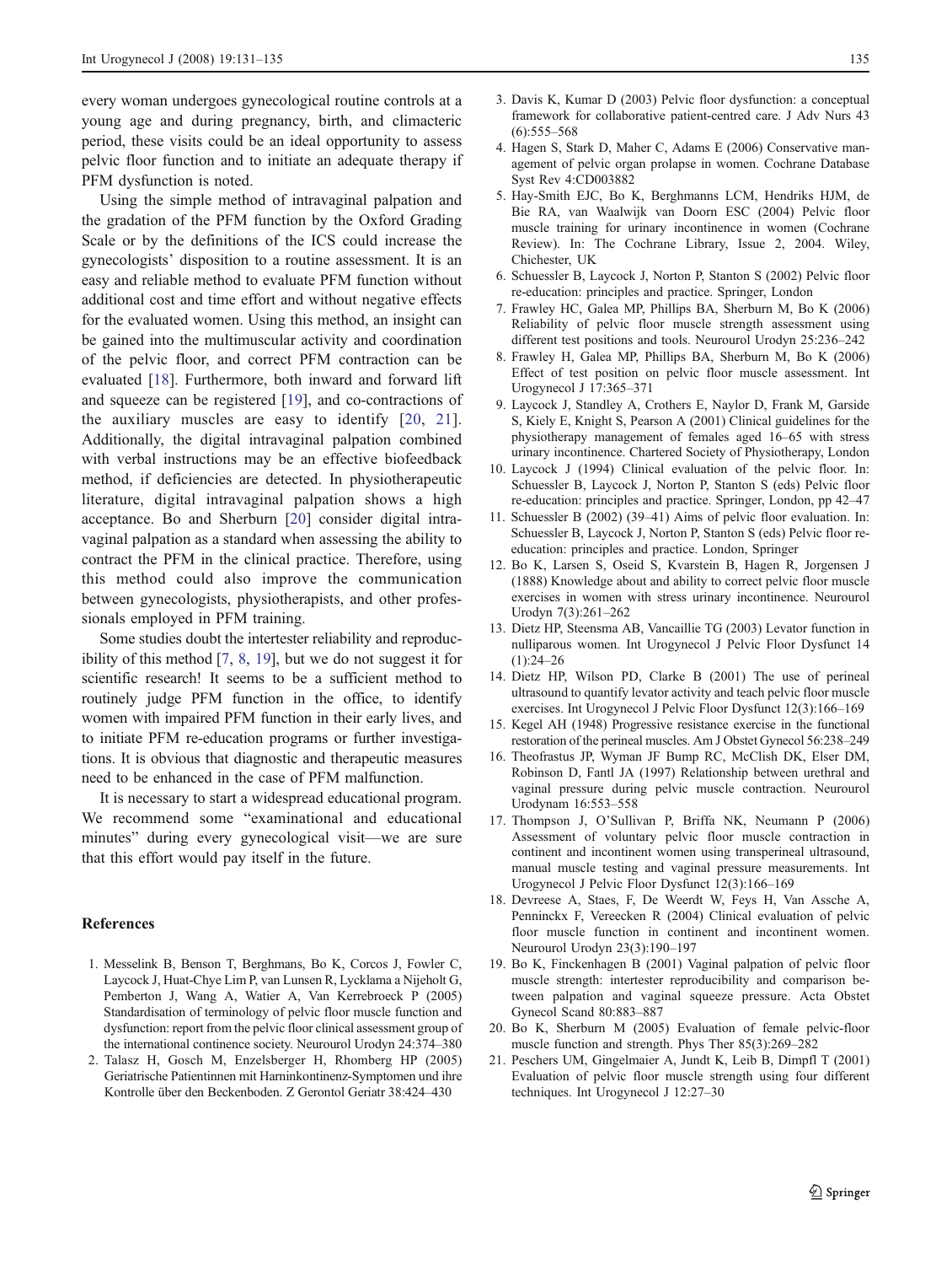every woman undergoes gynecological routine controls at a young age and during pregnancy, birth, and climacteric period, these visits could be an ideal opportunity to assess pelvic floor function and to initiate an adequate therapy if PFM dysfunction is noted.

Using the simple method of intravaginal palpation and the gradation of the PFM function by the Oxford Grading Scale or by the definitions of the ICS could increase the gynecologists' disposition to a routine assessment. It is an easy and reliable method to evaluate PFM function without additional cost and time effort and without negative effects for the evaluated women. Using this method, an insight can be gained into the multimuscular activity and coordination of the pelvic floor, and correct PFM contraction can be evaluated [18]. Furthermore, both inward and forward lift and squeeze can be registered [19], and co-contractions of the auxiliary muscles are easy to identify [20, 21]. Additionally, the digital intravaginal palpation combined with verbal instructions may be an effective biofeedback method, if deficiencies are detected. In physiotherapeutic literature, digital intravaginal palpation shows a high acceptance. Bo and Sherburn [20] consider digital intravaginal palpation as a standard when assessing the ability to contract the PFM in the clinical practice. Therefore, using this method could also improve the communication between gynecologists, physiotherapists, and other professionals employed in PFM training.

Some studies doubt the intertester reliability and reproducibility of this method [7, 8, 19], but we do not suggest it for scientific research! It seems to be a sufficient method to routinely judge PFM function in the office, to identify women with impaired PFM function in their early lives, and to initiate PFM re-education programs or further investigations. It is obvious that diagnostic and therapeutic measures need to be enhanced in the case of PFM malfunction.

It is necessary to start a widespread educational program. We recommend some "examinational and educational minutes" during every gynecological visit—we are sure that this effort would pay itself in the future.

## References

1. Messelink B, Benson T, Berghmans, Bo K, Corcos J, Fowler C, Laycock J, Huat-Chye Lim P, van Lunsen R, Lycklama a Nijeholt G, Pemberton J, Wang A, Watier A, Van Kerrebroeck P (2005) Standardisation of terminology of pelvic floor muscle function and dysfunction: report from the pelvic floor clinical assessment group of the international continence society. Neurourol Urodyn 24:374–380
2. Talasz H, Gosch M, Enzelsberger H, Rhomberg HP (2005) Geriatrische Patientinnen mit Harninkontinenz-Symptomen und ihre Kontrolle über den Beckenboden. Z Gerontol Geriatr 38:424–430
3. Davis K, Kumar D (2003) Pelvic floor dysfunction: a conceptual framework for collaborative patient-centred care. J Adv Nurs 43 (6):555–568
4. Hagen S, Stark D, Maher C, Adams E (2006) Conservative management of pelvic organ prolapse in women. Cochrane Database Syst Rev 4:CD003882
5. Hay-Smith EJC, Bo K, Berghmanns LCM, Hendriks HJM, de Bie RA, van Waalwijk van Doorn ESC (2004) Pelvic floor muscle training for urinary incontinence in women (Cochrane Review). In: The Cochrane Library, Issue 2, 2004. Wiley, Chichester, UK
6. Schuessler B, Laycock J, Norton P, Stanton S (2002) Pelvic floor re-education: principles and practice. Springer, London
7. Frawley HC, Galea MP, Phillips BA, Sherburn M, Bo K (2006) Reliability of pelvic floor muscle strength assessment using different test positions and tools. Neurourol Urodyn 25:236–242
8. Frawley H, Galea MP, Phillips BA, Sherburn M, Bo K (2006) Effect of test position on pelvic floor muscle assessment. Int Urogynecol J 17:365–371
9. Laycock J, Standley A, Crothers E, Naylor D, Frank M, Garside S, Kiely E, Knight S, Pearson A (2001) Clinical guidelines for the physiotherapy management of females aged 16–65 with stress urinary incontinence. Chartered Society of Physiotherapy, London
10. Laycock J (1994) Clinical evaluation of the pelvic floor. In: Schuessler B, Laycock J, Norton P, Stanton S (eds) Pelvic floor re-education: principles and practice. Springer, London, pp 42–47
11. Schuessler B (2002) (39–41) Aims of pelvic floor evaluation. In: Schuessler B, Laycock J, Norton P, Stanton S (eds) Pelvic floor re-education: principles and practice. London, Springer
12. Bo K, Larsen S, Oseid S, Kvarstein B, Hagen R, Jorgensen J (1888) Knowledge about and ability to correct pelvic floor muscle exercises in women with stress urinary incontinence. Neurourol Urodyn 7(3):261–262
13. Dietz HP, Steensma AB, Vancaillie TG (2003) Levator function in nulliparous women. Int Urogynecol J Pelvic Floor Dysfunct 14 (1):24–26
14. Dietz HP, Wilson PD, Clarke B (2001) The use of perineal ultrasound to quantify levator activity and teach pelvic floor muscle exercises. Int Urogynecol J Pelvic Floor Dysfunct 12(3):166–169
15. Kegel AH (1948) Progressive resistance exercise in the functional restoration of the perineal muscles. Am J Obstet Gynecol 56:238–249
16. Theofrastus JP, Wyman JF Bump RC, McClish DK, Elser DM, Robinson D, Fantl JA (1997) Relationship between urethral and vaginal pressure during pelvic muscle contraction. Neurourol Urodynam 16:553–558
17. Thompson J, O'Sullivan P, Briffa NK, Neumann P (2006) Assessment of voluntary pelvic floor muscle contraction in continent and incontinent women using transperineal ultrasound, manual muscle testing and vaginal pressure measurements. Int Urogynecol J Pelvic Floor Dysfunct 12(3):166–169
18. Devreese A, Staes, F, De Weerdt W, Feys H, Van Assche A, Penninckx F, Vereecken R (2004) Clinical evaluation of pelvic floor muscle function in continent and incontinent women. Neurourol Urodyn 23(3):190–197
19. Bo K, Finckenhagen B (2001) Vaginal palpation of pelvic floor muscle strength: intertester reproducibility and comparison between palpation and vaginal squeeze pressure. Acta Obstet Gynecol Scand 80:883–887
20. Bo K, Sherburn M (2005) Evaluation of female pelvic-floor muscle function and strength. Phys Ther 85(3):269–282
21. Peschers UM, Gingelmaier A, Jundt K, Leib B, Dimpfl T (2001) Evaluation of pelvic floor muscle strength using four different techniques. Int Urogynecol J 12:27–30